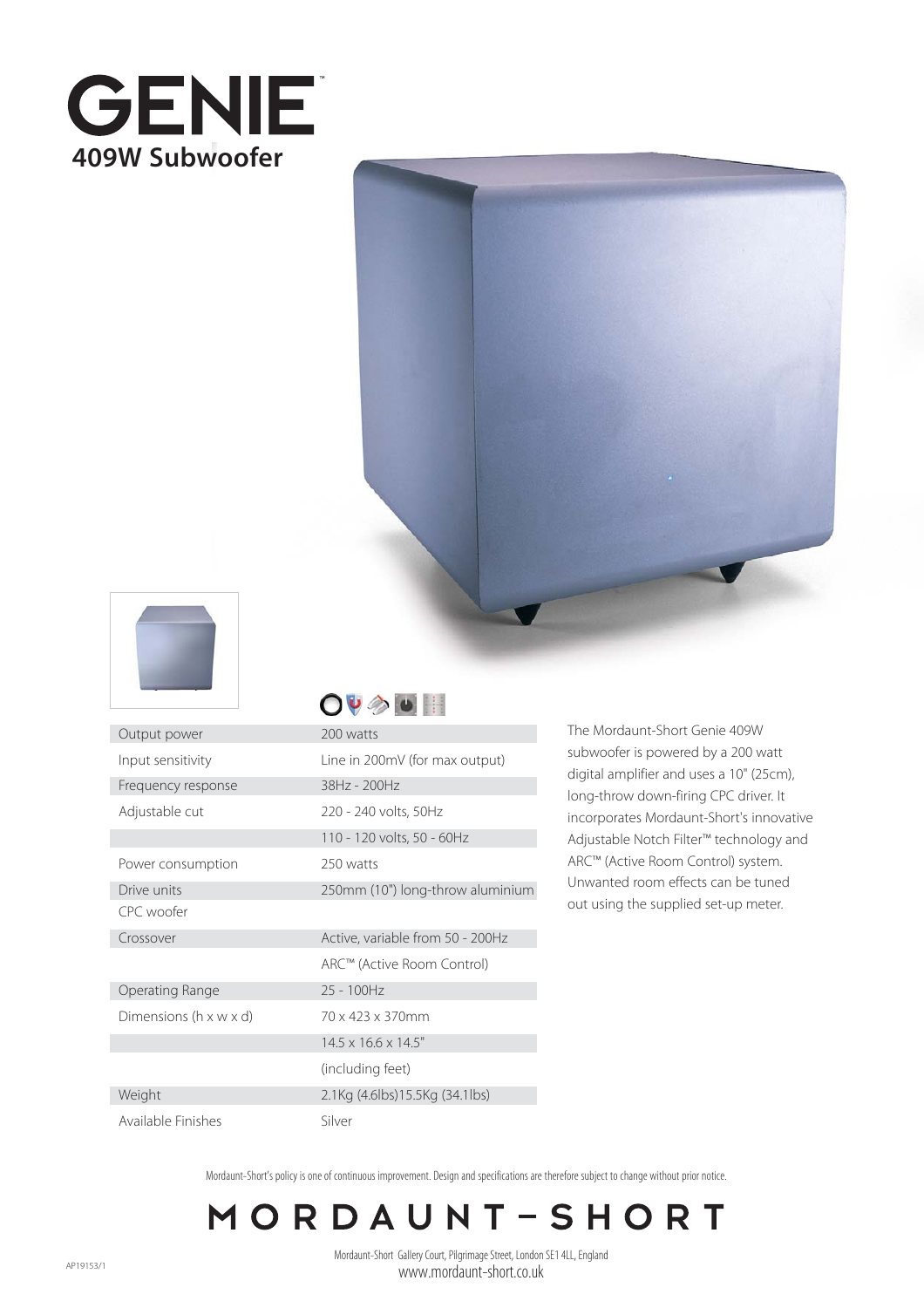# GENIE™

## 409W Subwoofer

| | |
|---|---|
| Output power | 200 watts |
| Input sensitivity | Line in 200mV (for max output) |
| Frequency response | 38Hz - 200Hz |
| Adjustable cut | 220 - 240 volts, 50Hz |
| | 110 - 120 volts, 50 - 60Hz |
| Power consumption | 250 watts |
| Drive units | 250mm (10") long-throw aluminium |
| CPC woofer | |
| Crossover | Active, variable from 50 - 200Hz |
| | ARC™ (Active Room Control) |
| Operating Range | 25 - 100Hz |
| Dimensions (h x w x d) | 70 x 423 x 370mm |
| | 14.5 x 16.6 x 14.5" |
| | (including feet) |
| Weight | 2.1Kg (4.6lbs)15.5Kg (34.1lbs) |
| Available Finishes | Silver |

The Mordaunt-Short Genie 409W subwoofer is powered by a 200 watt digital amplifier and uses a 10" (25cm), long-throw down-firing CPC driver. It incorporates Mordaunt-Short's innovative Adjustable Notch Filter™ technology and ARC™ (Active Room Control) system. Unwanted room effects can be tuned out using the supplied set-up meter.

Mordaunt-Short's policy is one of continuous improvement. Design and specifications are therefore subject to change without prior notice.

MORDAUNT-SHORT

Mordaunt-Short Gallery Court, Pilgrimage Street, London SE1 4LL, England
www.mordaunt-short.co.uk

AP19153/1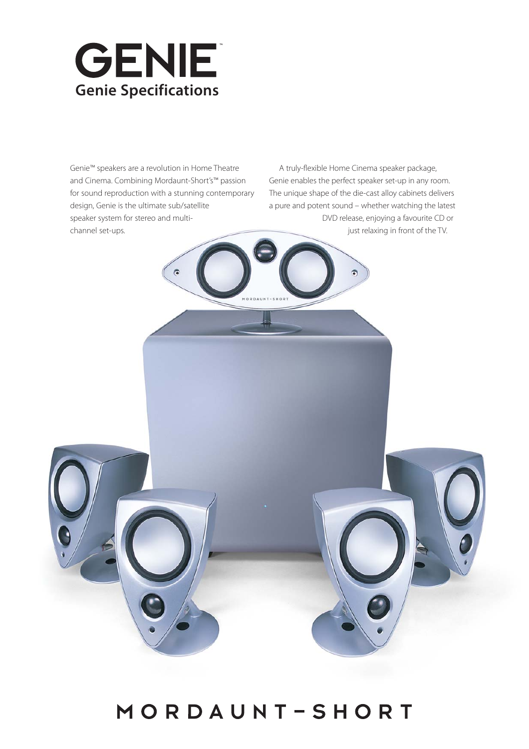# GENIE™

## Genie Specifications

Genie™ speakers are a revolution in Home Theatre and Cinema. Combining Mordaunt-Short's™ passion for sound reproduction with a stunning contemporary design, Genie is the ultimate sub/satellite speaker system for stereo and multi-channel set-ups.

A truly-flexible Home Cinema speaker package, Genie enables the perfect speaker set-up in any room. The unique shape of the die-cast alloy cabinets delivers a pure and potent sound – whether watching the latest DVD release, enjoying a favourite CD or just relaxing in front of the TV.

MORDAUNT-SHORT